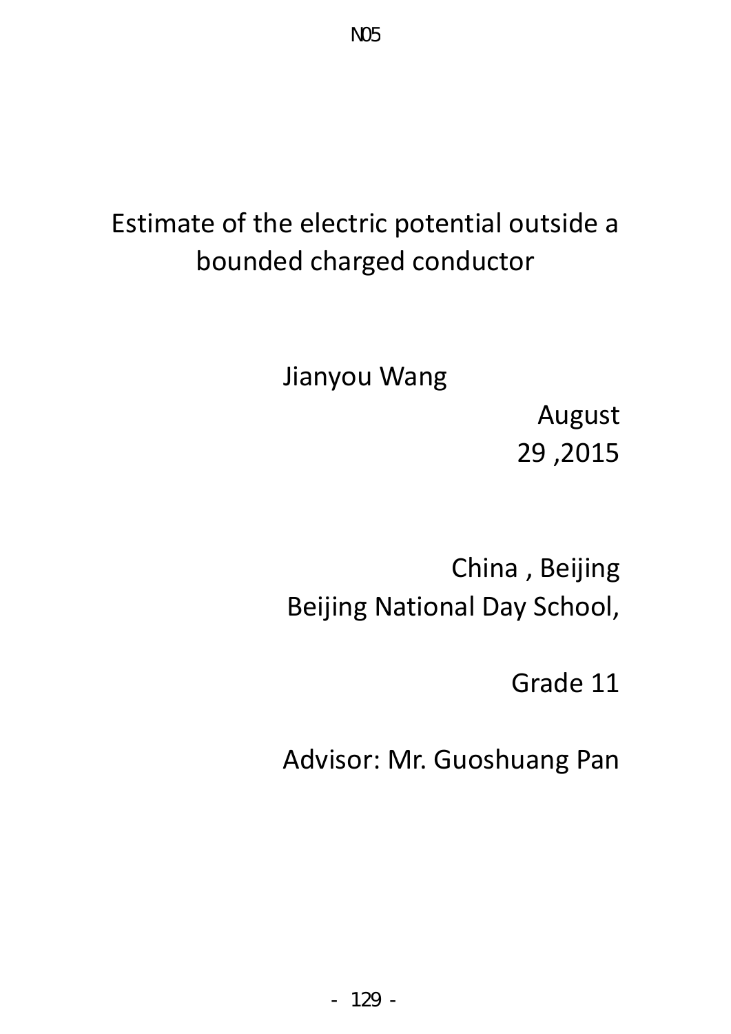N05

# Estimate of the electric potential outside a bounded charged conductor

Jianyou Wang

August 29 ,2015

China , Beijing
Beijing National Day School,

Grade 11

Advisor: Mr. Guoshuang Pan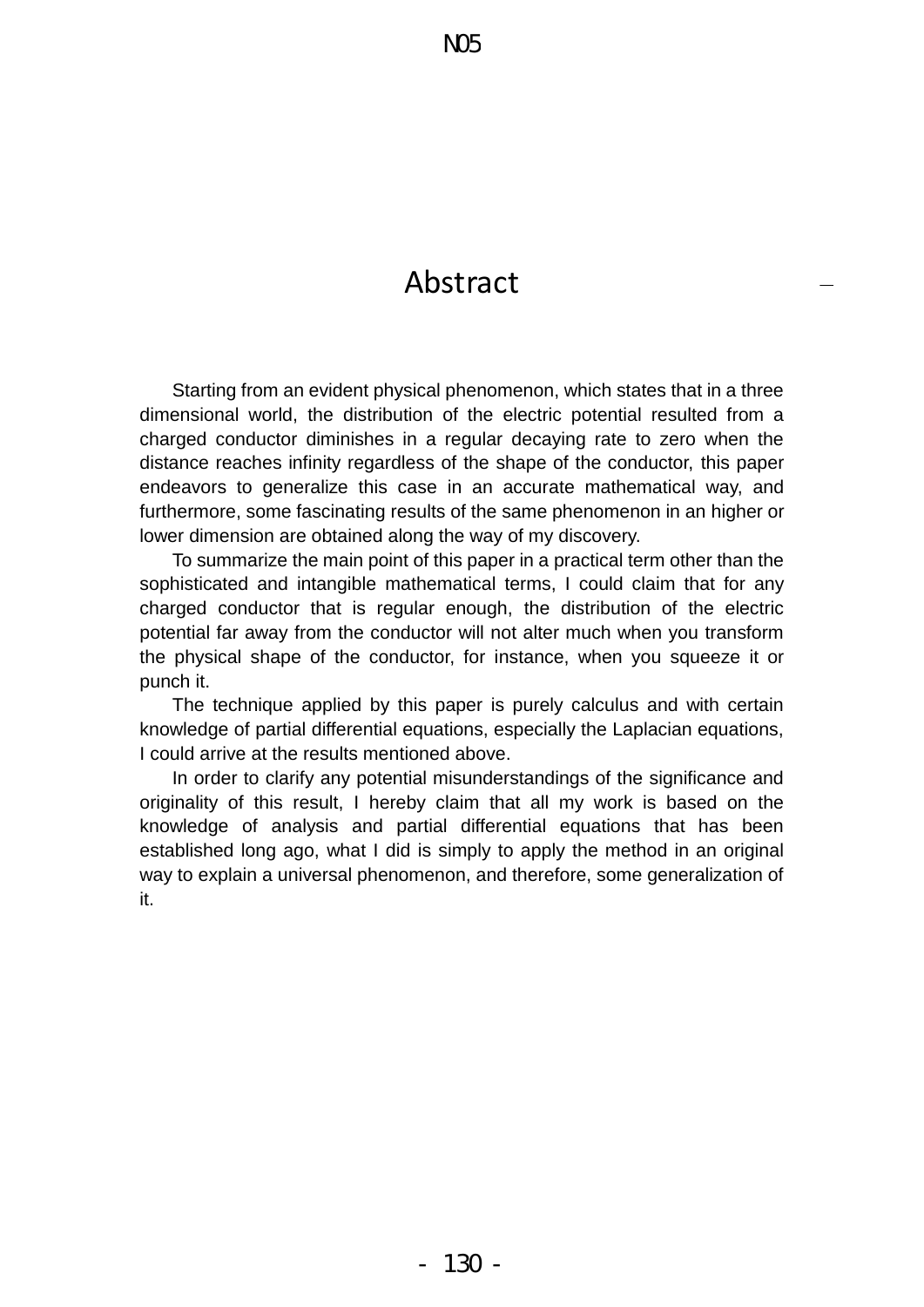# Abstract

Starting from an evident physical phenomenon, which states that in a three dimensional world, the distribution of the electric potential resulted from a charged conductor diminishes in a regular decaying rate to zero when the distance reaches infinity regardless of the shape of the conductor, this paper endeavors to generalize this case in an accurate mathematical way, and furthermore, some fascinating results of the same phenomenon in an higher or lower dimension are obtained along the way of my discovery.

To summarize the main point of this paper in a practical term other than the sophisticated and intangible mathematical terms, I could claim that for any charged conductor that is regular enough, the distribution of the electric potential far away from the conductor will not alter much when you transform the physical shape of the conductor, for instance, when you squeeze it or punch it.

The technique applied by this paper is purely calculus and with certain knowledge of partial differential equations, especially the Laplacian equations, I could arrive at the results mentioned above.

In order to clarify any potential misunderstandings of the significance and originality of this result, I hereby claim that all my work is based on the knowledge of analysis and partial differential equations that has been established long ago, what I did is simply to apply the method in an original way to explain a universal phenomenon, and therefore, some generalization of it.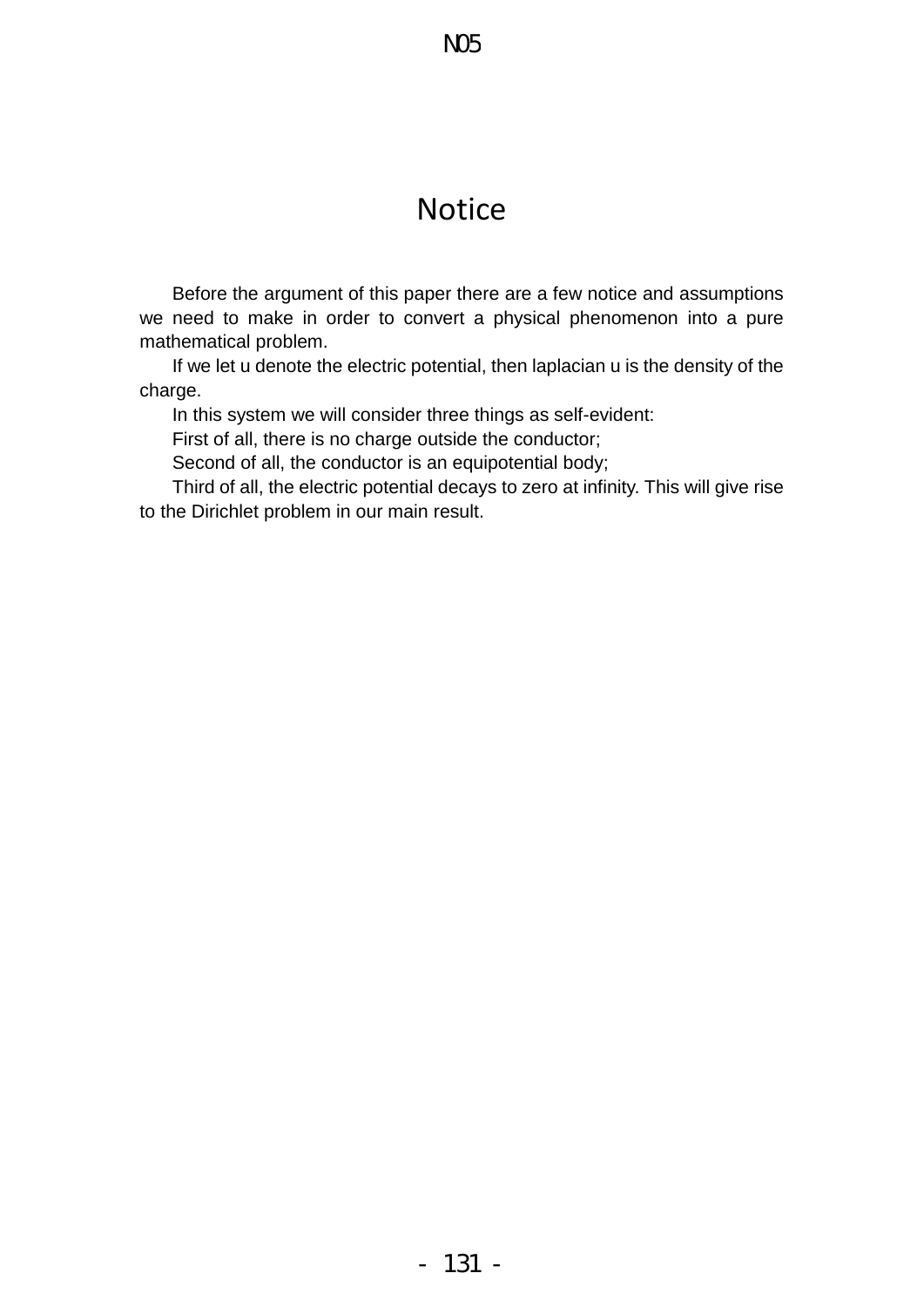# Notice

Before the argument of this paper there are a few notice and assumptions we need to make in order to convert a physical phenomenon into a pure mathematical problem.

If we let u denote the electric potential, then laplacian u is the density of the charge.

In this system we will consider three things as self-evident:

First of all, there is no charge outside the conductor;

Second of all, the conductor is an equipotential body;

Third of all, the electric potential decays to zero at infinity. This will give rise to the Dirichlet problem in our main result.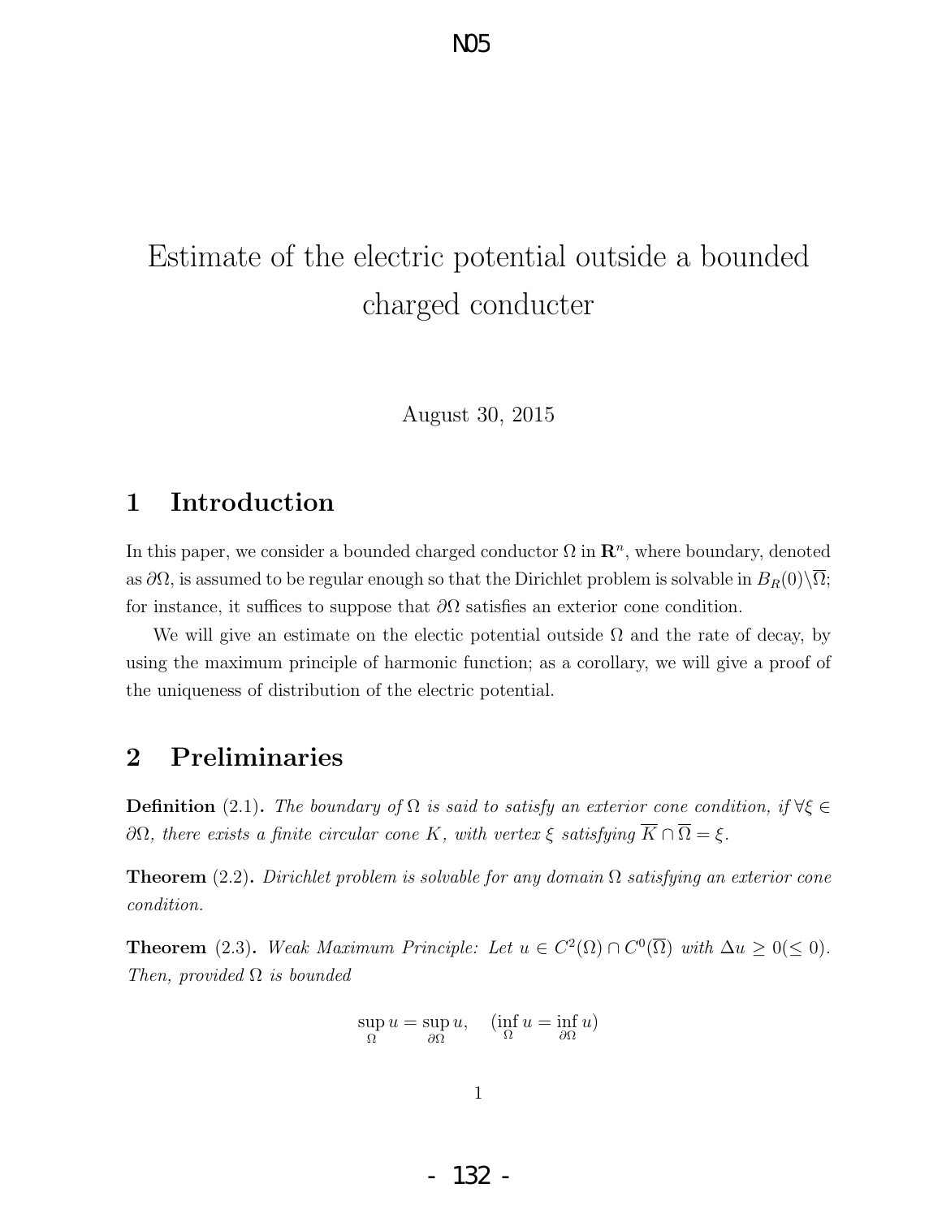# Estimate of the electric potential outside a bounded charged conducter

August 30, 2015

## 1 Introduction

In this paper, we consider a bounded charged conductor $\Omega$ in $\mathbf{R}^n$, where boundary, denoted as $\partial\Omega$, is assumed to be regular enough so that the Dirichlet problem is solvable in $B_R(0)\backslash\overline{\Omega}$; for instance, it suffices to suppose that $\partial\Omega$ satisfies an exterior cone condition.

We will give an estimate on the electic potential outside $\Omega$ and the rate of decay, by using the maximum principle of harmonic function; as a corollary, we will give a proof of the uniqueness of distribution of the electric potential.

## 2 Preliminaries

**Definition** (2.1)**.** *The boundary of $\Omega$ is said to satisfy an exterior cone condition, if $\forall\xi \in \partial\Omega$, there exists a finite circular cone $K$, with vertex $\xi$ satisfying $\overline{K} \cap \overline{\Omega} = \xi$.*

**Theorem** (2.2)**.** *Dirichlet problem is solvable for any domain $\Omega$ satisfying an exterior cone condition.*

**Theorem** (2.3)**.** *Weak Maximum Principle: Let $u \in C^2(\Omega) \cap C^0(\overline{\Omega})$ with $\Delta u \geq 0 (\leq 0)$. Then, provided $\Omega$ is bounded*

$$\sup_{\Omega} u = \sup_{\partial\Omega} u, \quad (\inf_{\Omega} u = \inf_{\partial\Omega} u)$$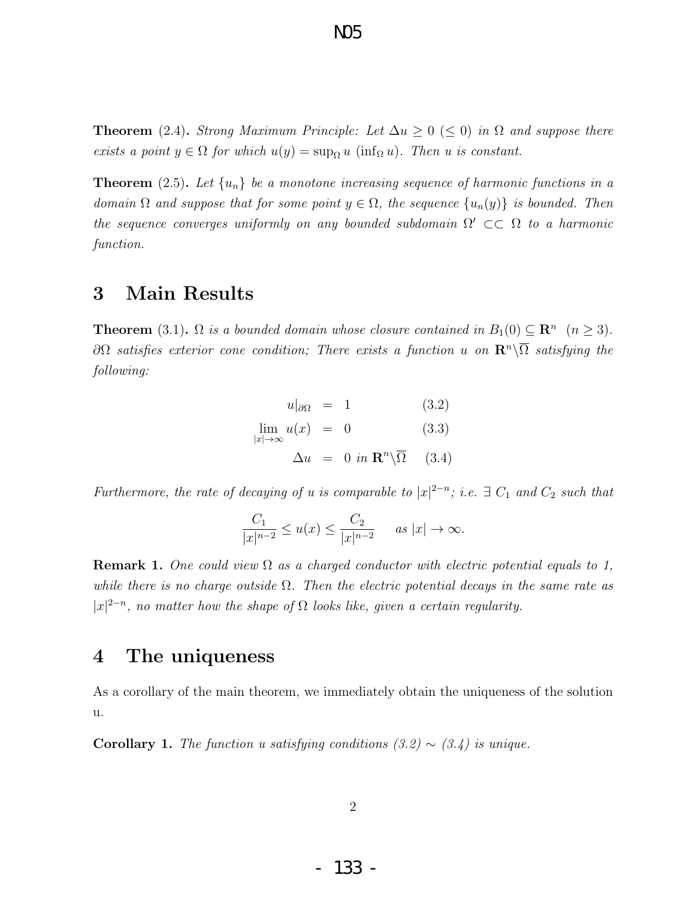**Theorem** (2.4)**.** *Strong Maximum Principle: Let $\Delta u \geq 0$ $(\leq 0)$ in $\Omega$ and suppose there exists a point $y \in \Omega$ for which $u(y) = \sup_\Omega u$ $(\inf_\Omega u)$. Then $u$ is constant.*

**Theorem** (2.5)**.** *Let $\{u_n\}$ be a monotone increasing sequence of harmonic functions in a domain $\Omega$ and suppose that for some point $y \in \Omega$, the sequence $\{u_n(y)\}$ is bounded. Then the sequence converges uniformly on any bounded subdomain $\Omega' \subset\subset \Omega$ to a harmonic function.*

# 3 Main Results

**Theorem** (3.1)**.** *$\Omega$ is a bounded domain whose closure contained in $B_1(0) \subseteq \mathbf{R}^n$ $(n \geq 3)$. $\partial\Omega$ satisfies exterior cone condition; There exists a function $u$ on $\mathbf{R}^n \backslash \overline{\Omega}$ satisfying the following:*

$$
\begin{aligned}
u|_{\partial\Omega} &= 1 && (3.2)\\
\lim_{|x|\to\infty} u(x) &= 0 && (3.3)\\
\Delta u &= 0 \text{ in } \mathbf{R}^n \backslash \overline{\Omega} && (3.4)
\end{aligned}
$$

*Furthermore, the rate of decaying of $u$ is comparable to $|x|^{2-n}$; i.e. $\exists$ $C_1$ and $C_2$ such that*

$$\frac{C_1}{|x|^{n-2}} \leq u(x) \leq \frac{C_2}{|x|^{n-2}} \quad \text{as } |x| \to \infty.$$

**Remark 1.** *One could view $\Omega$ as a charged conductor with electric potential equals to 1, while there is no charge outside $\Omega$. Then the electric potential decays in the same rate as $|x|^{2-n}$, no matter how the shape of $\Omega$ looks like, given a certain regularity.*

# 4 The uniqueness

As a corollary of the main theorem, we immediately obtain the uniqueness of the solution u.

**Corollary 1.** *The function $u$ satisfying conditions (3.2) $\sim$ (3.4) is unique.*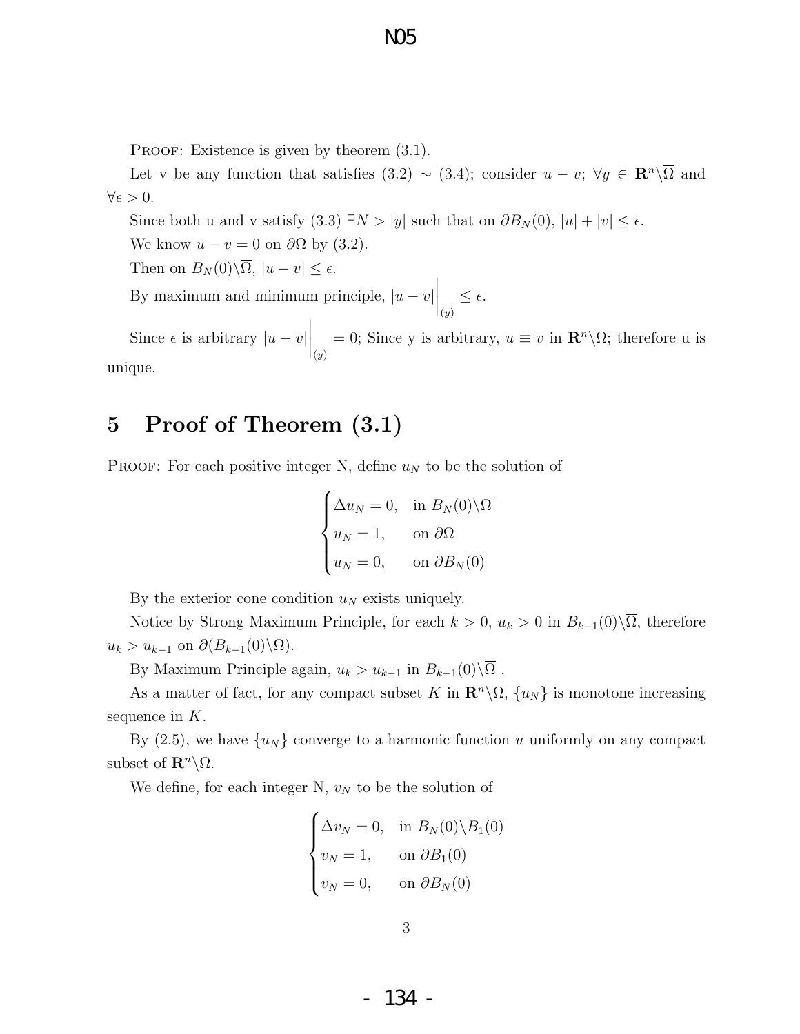PROOF: Existence is given by theorem (3.1).

Let v be any function that satisfies (3.2) $\sim$ (3.4); consider $u - v$; $\forall y \in \mathbf{R}^n \backslash \overline{\Omega}$ and $\forall \epsilon > 0$.

Since both u and v satisfy (3.3) $\exists N > |y|$ such that on $\partial B_N(0)$, $|u| + |v| \leq \epsilon$.

We know $u - v = 0$ on $\partial \Omega$ by (3.2).

Then on $B_N(0) \backslash \overline{\Omega}$, $|u - v| \leq \epsilon$.

By maximum and minimum principle, $|u - v|\Big|_{(y)} \leq \epsilon$.

Since $\epsilon$ is arbitrary $|u - v|\Big|_{(y)} = 0$; Since y is arbitrary, $u \equiv v$ in $\mathbf{R}^n \backslash \overline{\Omega}$; therefore u is unique.

## 5 Proof of Theorem (3.1)

PROOF: For each positive integer N, define $u_N$ to be the solution of

$$\begin{cases} \Delta u_N = 0, & \text{in } B_N(0) \backslash \overline{\Omega} \\ u_N = 1, & \text{on } \partial \Omega \\ u_N = 0, & \text{on } \partial B_N(0) \end{cases}$$

By the exterior cone condition $u_N$ exists uniquely.

Notice by Strong Maximum Principle, for each $k > 0$, $u_k > 0$ in $B_{k-1}(0) \backslash \overline{\Omega}$, therefore $u_k > u_{k-1}$ on $\partial (B_{k-1}(0) \backslash \overline{\Omega})$.

By Maximum Principle again, $u_k > u_{k-1}$ in $B_{k-1}(0) \backslash \overline{\Omega}$ .

As a matter of fact, for any compact subset $K$ in $\mathbf{R}^n \backslash \overline{\Omega}$, $\{u_N\}$ is monotone increasing sequence in $K$.

By (2.5), we have $\{u_N\}$ converge to a harmonic function $u$ uniformly on any compact subset of $\mathbf{R}^n \backslash \overline{\Omega}$.

We define, for each integer N, $v_N$ to be the solution of

$$\begin{cases} \Delta v_N = 0, & \text{in } B_N(0) \backslash \overline{B_1(0)} \\ v_N = 1, & \text{on } \partial B_1(0) \\ v_N = 0, & \text{on } \partial B_N(0) \end{cases}$$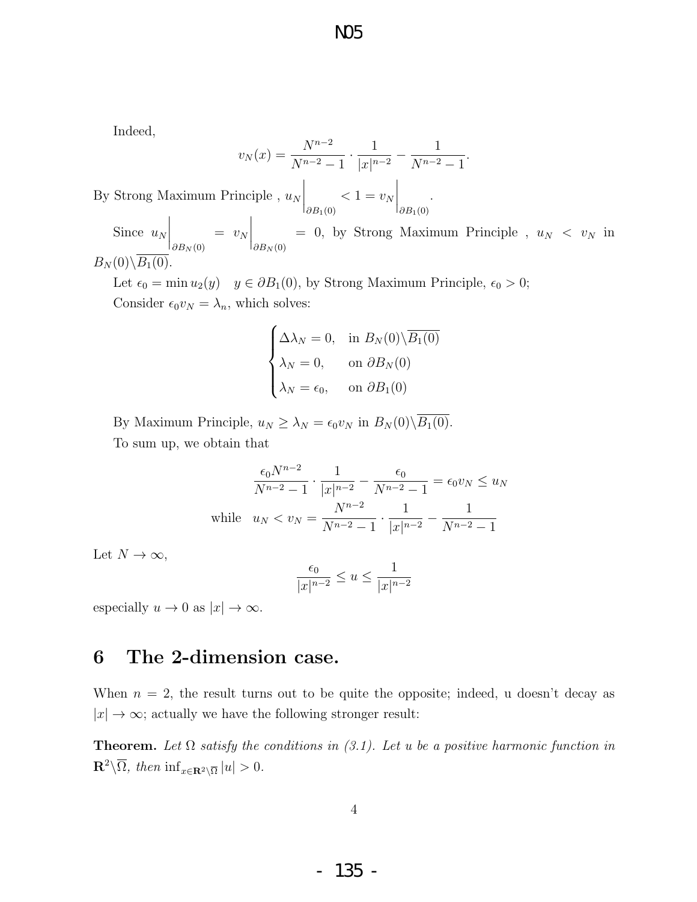Indeed,

$$v_N(x) = \frac{N^{n-2}}{N^{n-2}-1} \cdot \frac{1}{|x|^{n-2}} - \frac{1}{N^{n-2}-1}.$$

By Strong Maximum Principle , $u_N\Big|_{\partial B_1(0)} < 1 = v_N\Big|_{\partial B_1(0)}$.

Since $u_N\Big|_{\partial B_N(0)} = v_N\Big|_{\partial B_N(0)} = 0$, by Strong Maximum Principle , $u_N < v_N$ in $B_N(0)\backslash\overline{B_1(0)}$.

Let $\epsilon_0 = \min u_2(y) \quad y \in \partial B_1(0)$, by Strong Maximum Principle, $\epsilon_0 > 0$;

Consider $\epsilon_0 v_N = \lambda_n$, which solves:

$$\begin{cases} \Delta\lambda_N = 0, & \text{in } B_N(0)\backslash\overline{B_1(0)} \\ \lambda_N = 0, & \text{on } \partial B_N(0) \\ \lambda_N = \epsilon_0, & \text{on } \partial B_1(0) \end{cases}$$

By Maximum Principle, $u_N \geq \lambda_N = \epsilon_0 v_N$ in $B_N(0)\backslash\overline{B_1(0)}$.

To sum up, we obtain that

$$\frac{\epsilon_0 N^{n-2}}{N^{n-2}-1} \cdot \frac{1}{|x|^{n-2}} - \frac{\epsilon_0}{N^{n-2}-1} = \epsilon_0 v_N \leq u_N$$

$$\text{while} \quad u_N < v_N = \frac{N^{n-2}}{N^{n-2}-1} \cdot \frac{1}{|x|^{n-2}} - \frac{1}{N^{n-2}-1}$$

Let $N \to \infty$,

$$\frac{\epsilon_0}{|x|^{n-2}} \leq u \leq \frac{1}{|x|^{n-2}}$$

especially $u \to 0$ as $|x| \to \infty$.

## 6 The 2-dimension case.

When $n = 2$, the result turns out to be quite the opposite; indeed, u doesn't decay as $|x| \to \infty$; actually we have the following stronger result:

**Theorem.** *Let $\Omega$ satisfy the conditions in (3.1). Let u be a positive harmonic function in $\mathbf{R}^2\backslash\overline{\Omega}$, then $\inf_{x\in\mathbf{R}^2\backslash\overline{\Omega}} |u| > 0$.*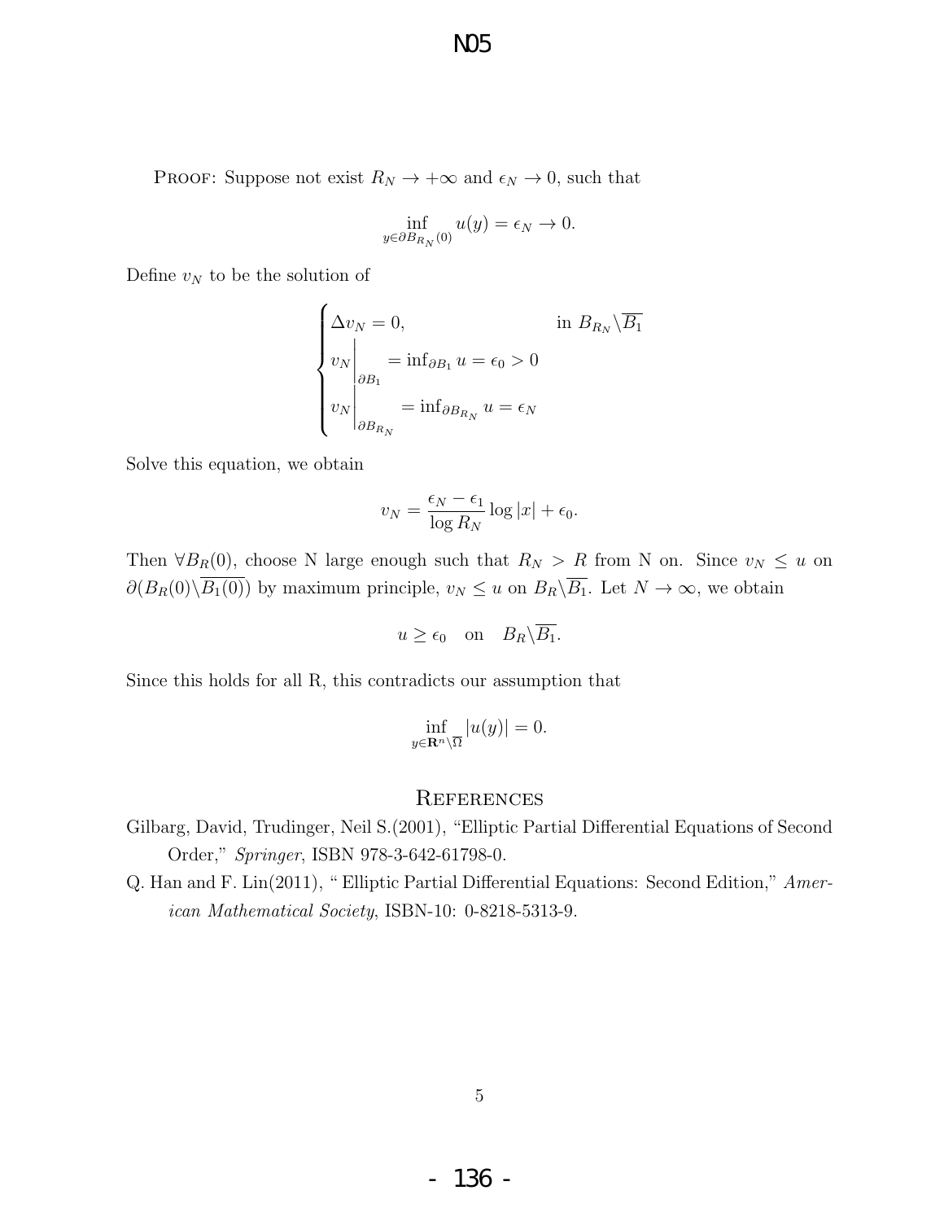PROOF: Suppose not exist $R_N \to +\infty$ and $\epsilon_N \to 0$, such that

$$\inf_{y \in \partial B_{R_N}(0)} u(y) = \epsilon_N \to 0.$$

Define $v_N$ to be the solution of

$$\begin{cases} \Delta v_N = 0, & \text{in } B_{R_N} \backslash \overline{B_1} \\ v_N \Big|_{\partial B_1} = \inf_{\partial B_1} u = \epsilon_0 > 0 & \\ v_N \Big|_{\partial B_{R_N}} = \inf_{\partial B_{R_N}} u = \epsilon_N & \end{cases}$$

Solve this equation, we obtain

$$v_N = \frac{\epsilon_N - \epsilon_1}{\log R_N} \log |x| + \epsilon_0.$$

Then $\forall B_R(0)$, choose N large enough such that $R_N > R$ from N on. Since $v_N \leq u$ on $\partial(B_R(0) \backslash \overline{B_1(0)})$ by maximum principle, $v_N \leq u$ on $B_R \backslash \overline{B_1}$. Let $N \to \infty$, we obtain

$$u \geq \epsilon_0 \quad \text{on} \quad B_R \backslash \overline{B_1}.$$

Since this holds for all R, this contradicts our assumption that

$$\inf_{y \in \mathbf{R}^n \backslash \overline{\Omega}} |u(y)| = 0.$$

## References

Gilbarg, David, Trudinger, Neil S.(2001), "Elliptic Partial Differential Equations of Second Order," *Springer*, ISBN 978-3-642-61798-0.

Q. Han and F. Lin(2011), " Elliptic Partial Differential Equations: Second Edition," *American Mathematical Society*, ISBN-10: 0-8218-5313-9.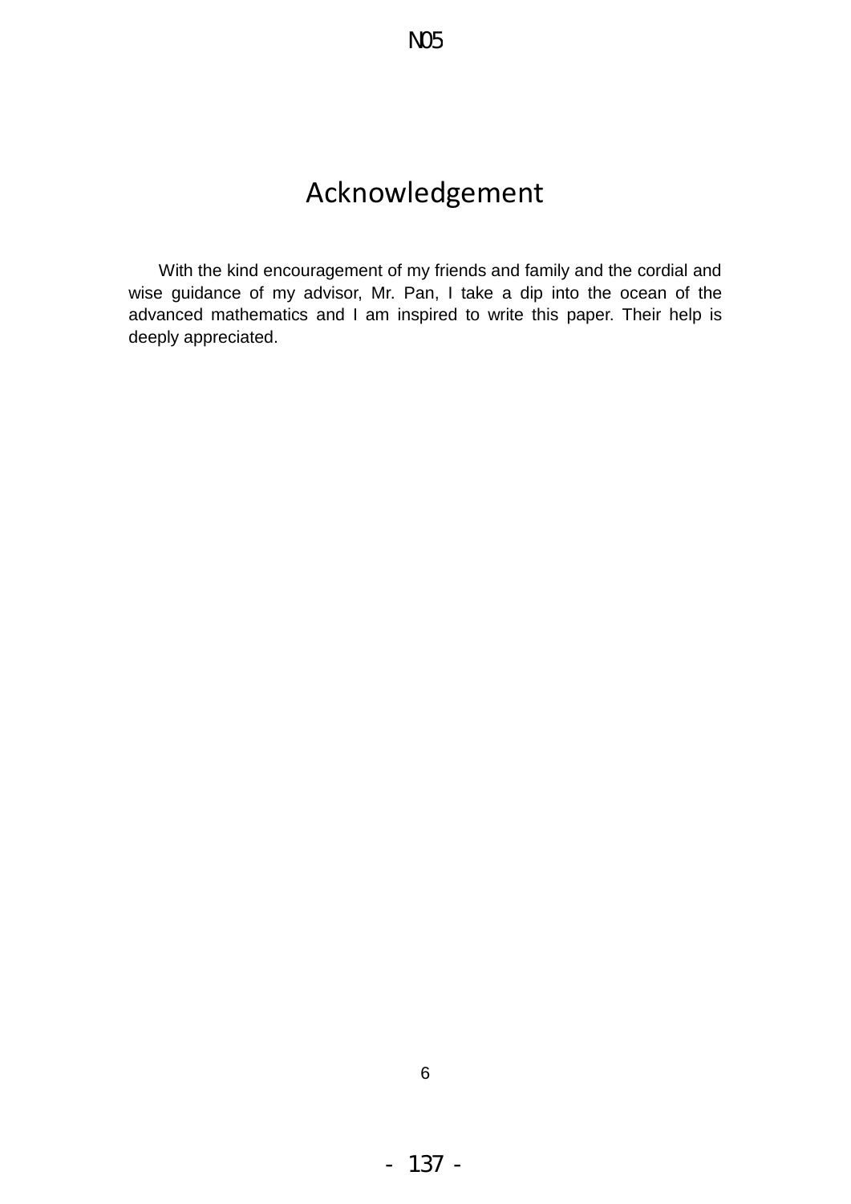# Acknowledgement

With the kind encouragement of my friends and family and the cordial and wise guidance of my advisor, Mr. Pan, I take a dip into the ocean of the advanced mathematics and I am inspired to write this paper. Their help is deeply appreciated.